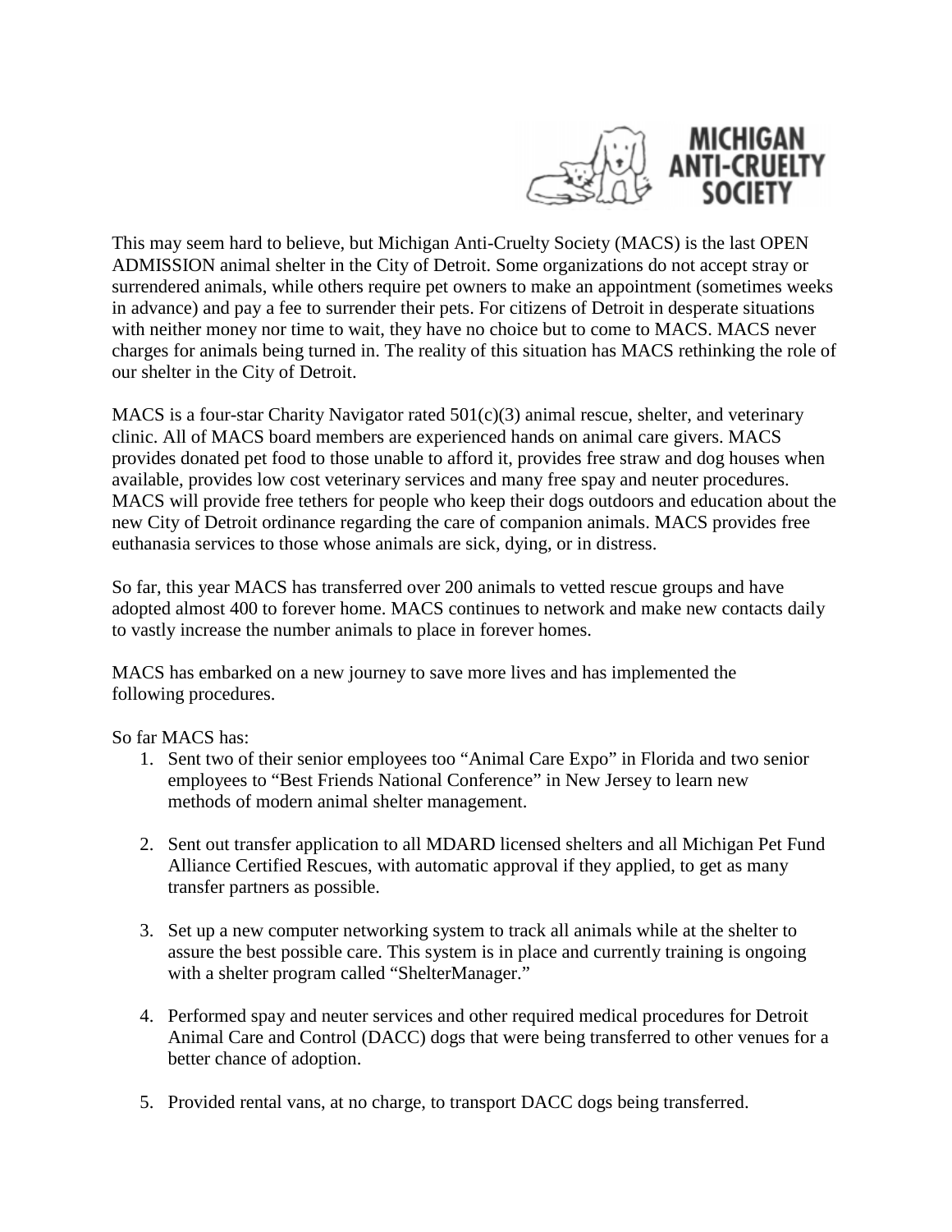MICHIGAN ANTI-CRUELTY SOCIETY

This may seem hard to believe, but Michigan Anti-Cruelty Society (MACS) is the last OPEN ADMISSION animal shelter in the City of Detroit. Some organizations do not accept stray or surrendered animals, while others require pet owners to make an appointment (sometimes weeks in advance) and pay a fee to surrender their pets. For citizens of Detroit in desperate situations with neither money nor time to wait, they have no choice but to come to MACS. MACS never charges for animals being turned in. The reality of this situation has MACS rethinking the role of our shelter in the City of Detroit.

MACS is a four-star Charity Navigator rated 501(c)(3) animal rescue, shelter, and veterinary clinic. All of MACS board members are experienced hands on animal care givers. MACS provides donated pet food to those unable to afford it, provides free straw and dog houses when available, provides low cost veterinary services and many free spay and neuter procedures. MACS will provide free tethers for people who keep their dogs outdoors and education about the new City of Detroit ordinance regarding the care of companion animals. MACS provides free euthanasia services to those whose animals are sick, dying, or in distress.

So far, this year MACS has transferred over 200 animals to vetted rescue groups and have adopted almost 400 to forever home. MACS continues to network and make new contacts daily to vastly increase the number animals to place in forever homes.

MACS has embarked on a new journey to save more lives and has implemented the following procedures.

So far MACS has:

1. Sent two of their senior employees too "Animal Care Expo" in Florida and two senior employees to "Best Friends National Conference" in New Jersey to learn new methods of modern animal shelter management.

2. Sent out transfer application to all MDARD licensed shelters and all Michigan Pet Fund Alliance Certified Rescues, with automatic approval if they applied, to get as many transfer partners as possible.

3. Set up a new computer networking system to track all animals while at the shelter to assure the best possible care. This system is in place and currently training is ongoing with a shelter program called "ShelterManager."

4. Performed spay and neuter services and other required medical procedures for Detroit Animal Care and Control (DACC) dogs that were being transferred to other venues for a better chance of adoption.

5. Provided rental vans, at no charge, to transport DACC dogs being transferred.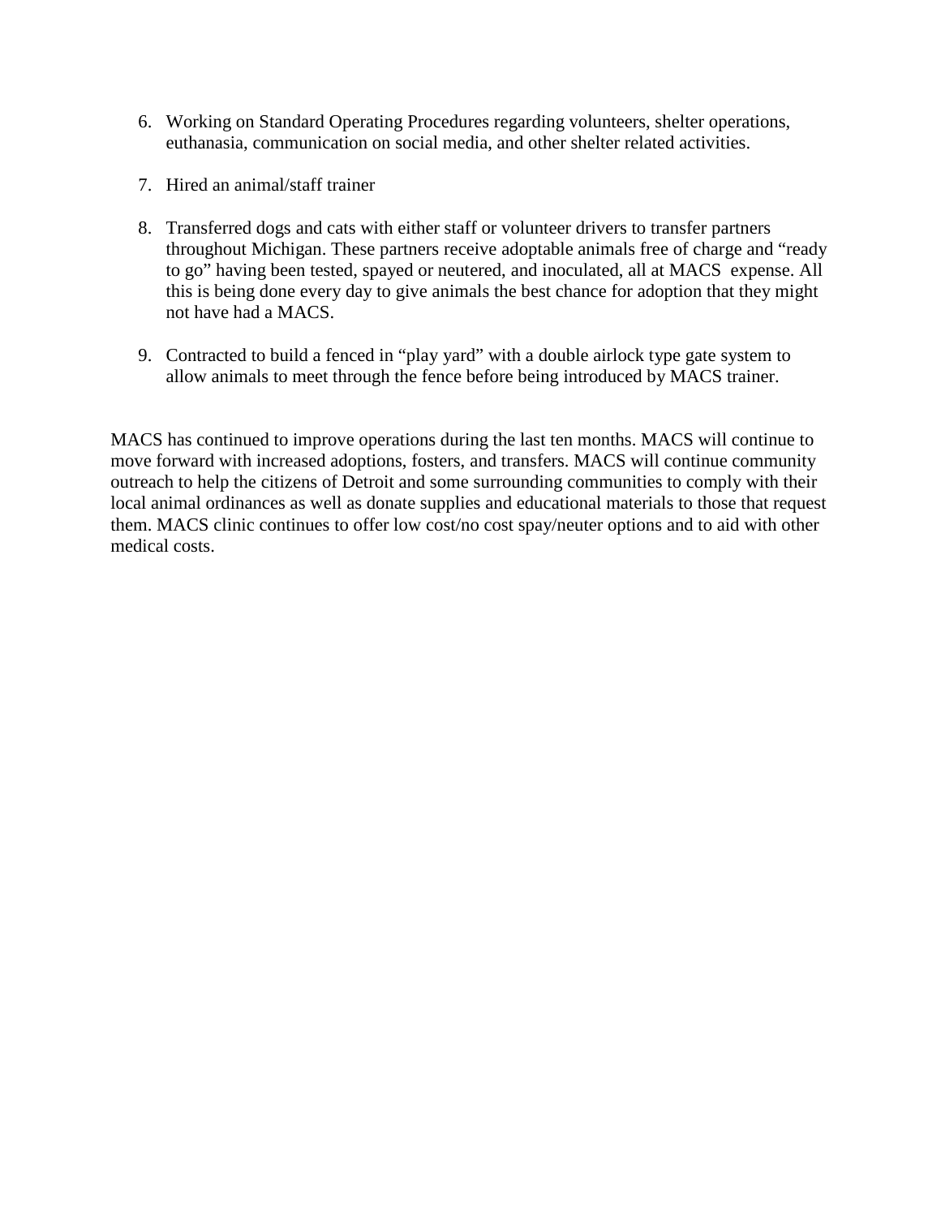6. Working on Standard Operating Procedures regarding volunteers, shelter operations, euthanasia, communication on social media, and other shelter related activities.

7. Hired an animal/staff trainer

8. Transferred dogs and cats with either staff or volunteer drivers to transfer partners throughout Michigan. These partners receive adoptable animals free of charge and "ready to go" having been tested, spayed or neutered, and inoculated, all at MACS expense. All this is being done every day to give animals the best chance for adoption that they might not have had a MACS.

9. Contracted to build a fenced in "play yard" with a double airlock type gate system to allow animals to meet through the fence before being introduced by MACS trainer.

MACS has continued to improve operations during the last ten months. MACS will continue to move forward with increased adoptions, fosters, and transfers. MACS will continue community outreach to help the citizens of Detroit and some surrounding communities to comply with their local animal ordinances as well as donate supplies and educational materials to those that request them. MACS clinic continues to offer low cost/no cost spay/neuter options and to aid with other medical costs.